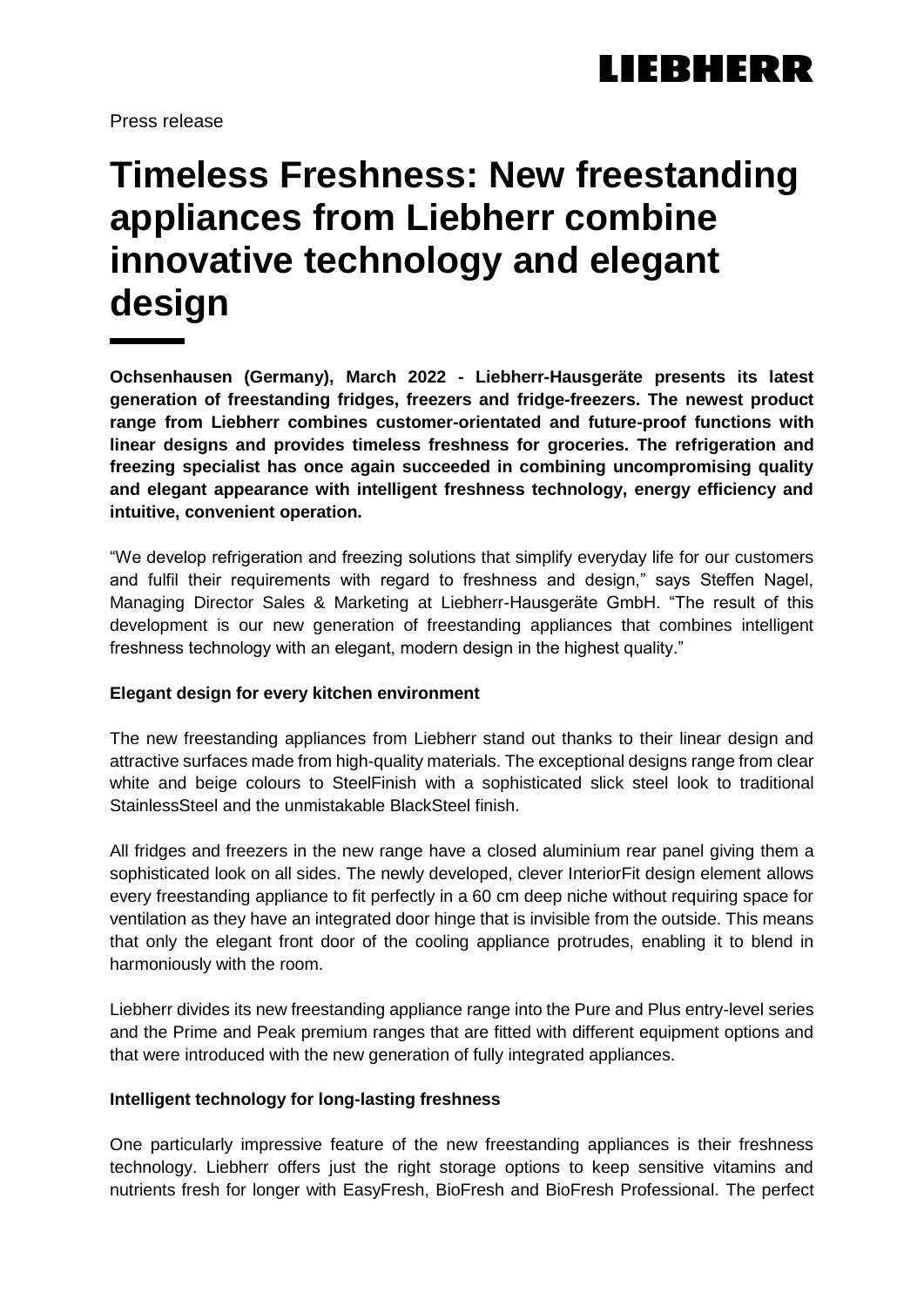Press release

# Timeless Freshness: New freestanding appliances from Liebherr combine innovative technology and elegant design

**Ochsenhausen (Germany), March 2022 - Liebherr-Hausgeräte presents its latest generation of freestanding fridges, freezers and fridge-freezers. The newest product range from Liebherr combines customer-orientated and future-proof functions with linear designs and provides timeless freshness for groceries. The refrigeration and freezing specialist has once again succeeded in combining uncompromising quality and elegant appearance with intelligent freshness technology, energy efficiency and intuitive, convenient operation.**

"We develop refrigeration and freezing solutions that simplify everyday life for our customers and fulfil their requirements with regard to freshness and design," says Steffen Nagel, Managing Director Sales & Marketing at Liebherr-Hausgeräte GmbH. "The result of this development is our new generation of freestanding appliances that combines intelligent freshness technology with an elegant, modern design in the highest quality."

**Elegant design for every kitchen environment**

The new freestanding appliances from Liebherr stand out thanks to their linear design and attractive surfaces made from high-quality materials. The exceptional designs range from clear white and beige colours to SteelFinish with a sophisticated slick steel look to traditional StainlessSteel and the unmistakable BlackSteel finish.

All fridges and freezers in the new range have a closed aluminium rear panel giving them a sophisticated look on all sides. The newly developed, clever InteriorFit design element allows every freestanding appliance to fit perfectly in a 60 cm deep niche without requiring space for ventilation as they have an integrated door hinge that is invisible from the outside. This means that only the elegant front door of the cooling appliance protrudes, enabling it to blend in harmoniously with the room.

Liebherr divides its new freestanding appliance range into the Pure and Plus entry-level series and the Prime and Peak premium ranges that are fitted with different equipment options and that were introduced with the new generation of fully integrated appliances.

**Intelligent technology for long-lasting freshness**

One particularly impressive feature of the new freestanding appliances is their freshness technology. Liebherr offers just the right storage options to keep sensitive vitamins and nutrients fresh for longer with EasyFresh, BioFresh and BioFresh Professional. The perfect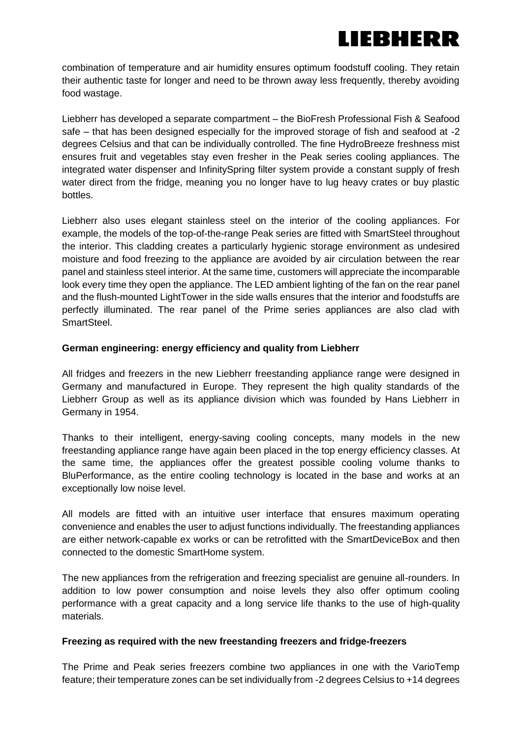combination of temperature and air humidity ensures optimum foodstuff cooling. They retain their authentic taste for longer and need to be thrown away less frequently, thereby avoiding food wastage.

Liebherr has developed a separate compartment – the BioFresh Professional Fish & Seafood safe – that has been designed especially for the improved storage of fish and seafood at -2 degrees Celsius and that can be individually controlled. The fine HydroBreeze freshness mist ensures fruit and vegetables stay even fresher in the Peak series cooling appliances. The integrated water dispenser and InfinitySpring filter system provide a constant supply of fresh water direct from the fridge, meaning you no longer have to lug heavy crates or buy plastic bottles.

Liebherr also uses elegant stainless steel on the interior of the cooling appliances. For example, the models of the top-of-the-range Peak series are fitted with SmartSteel throughout the interior. This cladding creates a particularly hygienic storage environment as undesired moisture and food freezing to the appliance are avoided by air circulation between the rear panel and stainless steel interior. At the same time, customers will appreciate the incomparable look every time they open the appliance. The LED ambient lighting of the fan on the rear panel and the flush-mounted LightTower in the side walls ensures that the interior and foodstuffs are perfectly illuminated. The rear panel of the Prime series appliances are also clad with SmartSteel.

**German engineering: energy efficiency and quality from Liebherr**

All fridges and freezers in the new Liebherr freestanding appliance range were designed in Germany and manufactured in Europe. They represent the high quality standards of the Liebherr Group as well as its appliance division which was founded by Hans Liebherr in Germany in 1954.

Thanks to their intelligent, energy-saving cooling concepts, many models in the new freestanding appliance range have again been placed in the top energy efficiency classes. At the same time, the appliances offer the greatest possible cooling volume thanks to BluPerformance, as the entire cooling technology is located in the base and works at an exceptionally low noise level.

All models are fitted with an intuitive user interface that ensures maximum operating convenience and enables the user to adjust functions individually. The freestanding appliances are either network-capable ex works or can be retrofitted with the SmartDeviceBox and then connected to the domestic SmartHome system.

The new appliances from the refrigeration and freezing specialist are genuine all-rounders. In addition to low power consumption and noise levels they also offer optimum cooling performance with a great capacity and a long service life thanks to the use of high-quality materials.

**Freezing as required with the new freestanding freezers and fridge-freezers**

The Prime and Peak series freezers combine two appliances in one with the VarioTemp feature; their temperature zones can be set individually from -2 degrees Celsius to +14 degrees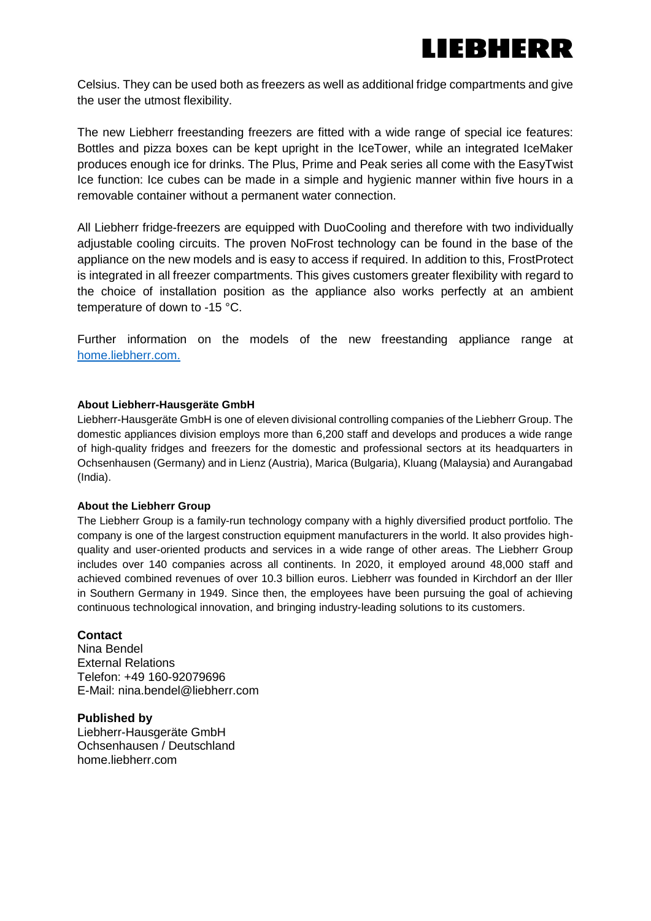Celsius. They can be used both as freezers as well as additional fridge compartments and give the user the utmost flexibility.

The new Liebherr freestanding freezers are fitted with a wide range of special ice features: Bottles and pizza boxes can be kept upright in the IceTower, while an integrated IceMaker produces enough ice for drinks. The Plus, Prime and Peak series all come with the EasyTwist Ice function: Ice cubes can be made in a simple and hygienic manner within five hours in a removable container without a permanent water connection.

All Liebherr fridge-freezers are equipped with DuoCooling and therefore with two individually adjustable cooling circuits. The proven NoFrost technology can be found in the base of the appliance on the new models and is easy to access if required. In addition to this, FrostProtect is integrated in all freezer compartments. This gives customers greater flexibility with regard to the choice of installation position as the appliance also works perfectly at an ambient temperature of down to -15 °C.

Further information on the models of the new freestanding appliance range at [home.liebherr.com.](home.liebherr.com)

**About Liebherr-Hausgeräte GmbH**

Liebherr-Hausgeräte GmbH is one of eleven divisional controlling companies of the Liebherr Group. The domestic appliances division employs more than 6,200 staff and develops and produces a wide range of high-quality fridges and freezers for the domestic and professional sectors at its headquarters in Ochsenhausen (Germany) and in Lienz (Austria), Marica (Bulgaria), Kluang (Malaysia) and Aurangabad (India).

**About the Liebherr Group**

The Liebherr Group is a family-run technology company with a highly diversified product portfolio. The company is one of the largest construction equipment manufacturers in the world. It also provides high-quality and user-oriented products and services in a wide range of other areas. The Liebherr Group includes over 140 companies across all continents. In 2020, it employed around 48,000 staff and achieved combined revenues of over 10.3 billion euros. Liebherr was founded in Kirchdorf an der Iller in Southern Germany in 1949. Since then, the employees have been pursuing the goal of achieving continuous technological innovation, and bringing industry-leading solutions to its customers.

**Contact**

Nina Bendel
External Relations
Telefon: +49 160-92079696
E-Mail: nina.bendel@liebherr.com

**Published by**

Liebherr-Hausgeräte GmbH
Ochsenhausen / Deutschland
home.liebherr.com